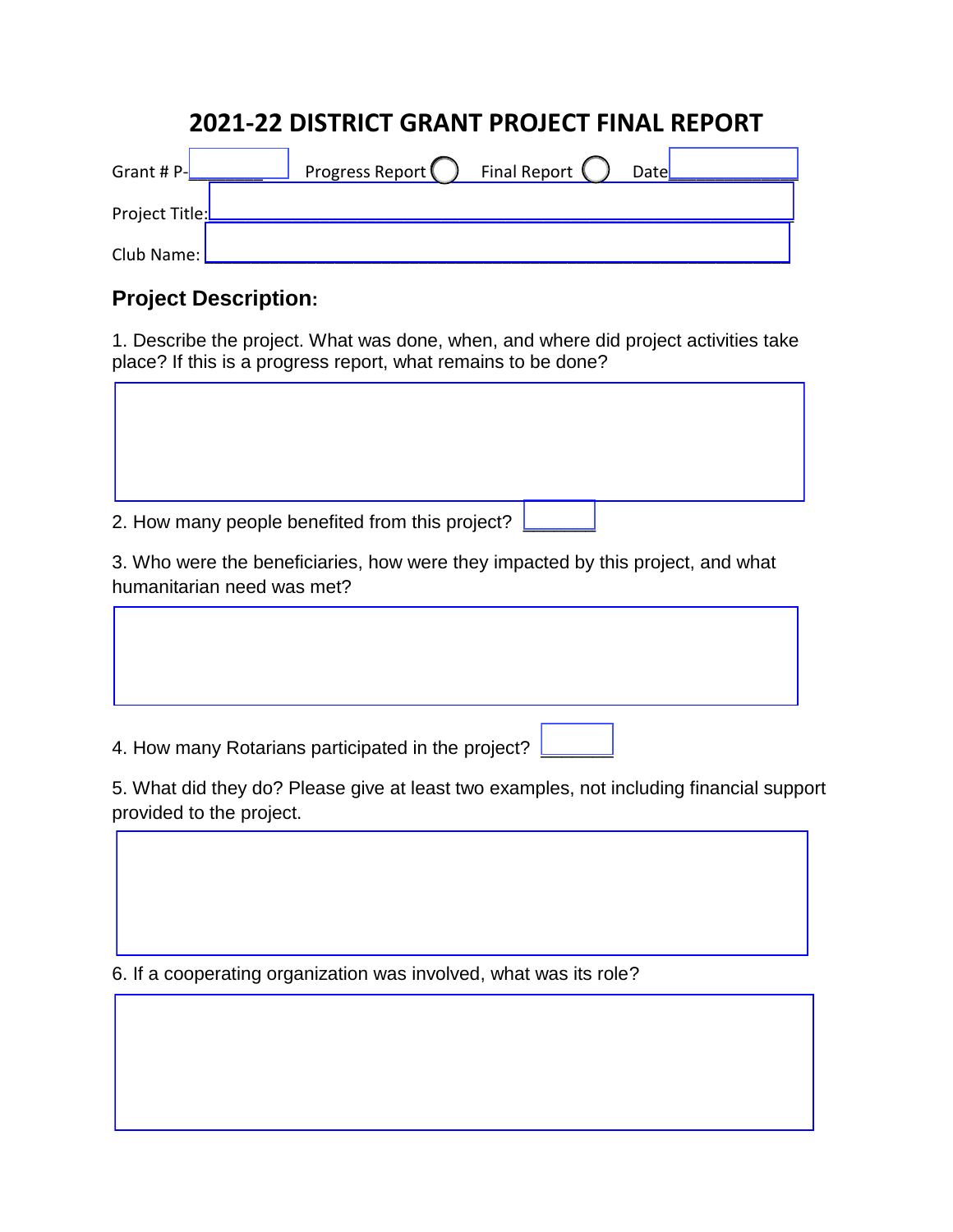# 2021-22 DISTRICT GRANT PROJECT FINAL REPORT

Grant # P-________ Progress Report ◯ Final Report ◯ Date____________

Project Title:________________________________________________

Club Name: ________________________________________________

## Project Description:

1. Describe the project. What was done, when, and where did project activities take place? If this is a progress report, what remains to be done?

2. How many people benefited from this project? ________

3. Who were the beneficiaries, how were they impacted by this project, and what humanitarian need was met?

4. How many Rotarians participated in the project? ________

5. What did they do? Please give at least two examples, not including financial support provided to the project.

6. If a cooperating organization was involved, what was its role?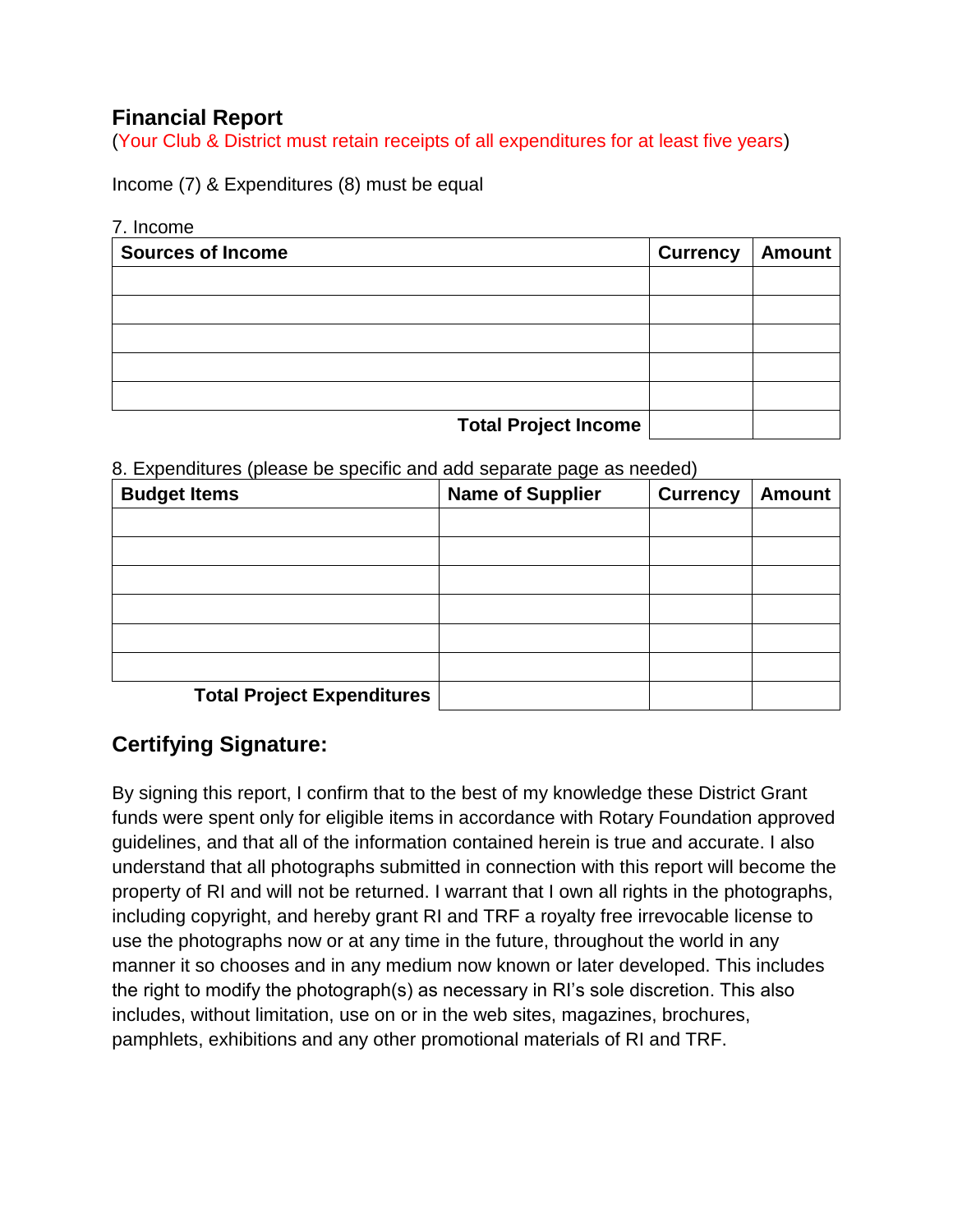## Financial Report

(Your Club & District must retain receipts of all expenditures for at least five years)

Income (7) & Expenditures (8) must be equal

7. Income

| Sources of Income | Currency | Amount |
| --- | --- | --- |
| | | |
| | | |
| | | |
| | | |
| | | |
| **Total Project Income** | | |

8. Expenditures (please be specific and add separate page as needed)

| Budget Items | Name of Supplier | Currency | Amount |
| --- | --- | --- | --- |
| | | | |
| | | | |
| | | | |
| | | | |
| | | | |
| | | | |
| **Total Project Expenditures** | | | |

## Certifying Signature:

By signing this report, I confirm that to the best of my knowledge these District Grant funds were spent only for eligible items in accordance with Rotary Foundation approved guidelines, and that all of the information contained herein is true and accurate. I also understand that all photographs submitted in connection with this report will become the property of RI and will not be returned. I warrant that I own all rights in the photographs, including copyright, and hereby grant RI and TRF a royalty free irrevocable license to use the photographs now or at any time in the future, throughout the world in any manner it so chooses and in any medium now known or later developed. This includes the right to modify the photograph(s) as necessary in RI's sole discretion. This also includes, without limitation, use on or in the web sites, magazines, brochures, pamphlets, exhibitions and any other promotional materials of RI and TRF.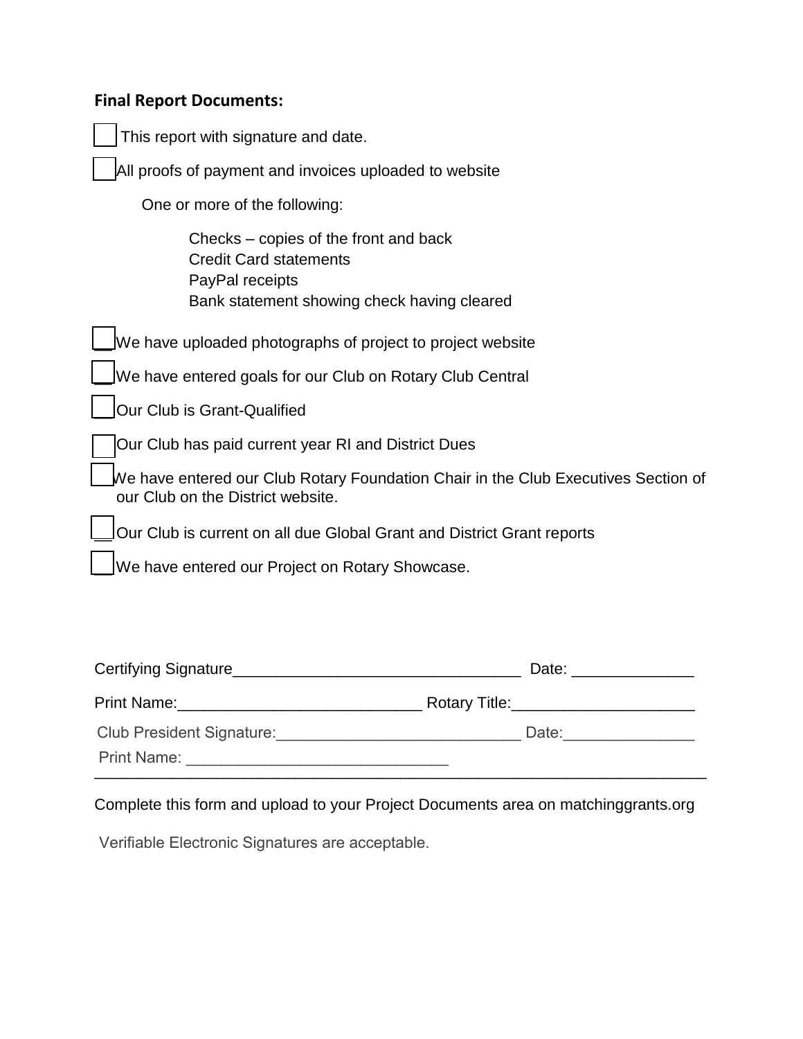**Final Report Documents:**

- [ ] This report with signature and date.
- [ ] All proofs of payment and invoices uploaded to website

    One or more of the following:

    Checks – copies of the front and back
    Credit Card statements
    PayPal receipts
    Bank statement showing check having cleared

- [ ] We have uploaded photographs of project to project website
- [ ] We have entered goals for our Club on Rotary Club Central
- [ ] Our Club is Grant-Qualified
- [ ] Our Club has paid current year RI and District Dues
- [ ] We have entered our Club Rotary Foundation Chair in the Club Executives Section of our Club on the District website.
- [ ] Our Club is current on all due Global Grant and District Grant reports
- [ ] We have entered our Project on Rotary Showcase.

Certifying Signature________________________________ Date: _____________

Print Name:___________________________ Rotary Title:____________________

Club President Signature:___________________________ Date:______________

Print Name: _____________________________

---

Complete this form and upload to your Project Documents area on matchinggrants.org

Verifiable Electronic Signatures are acceptable.